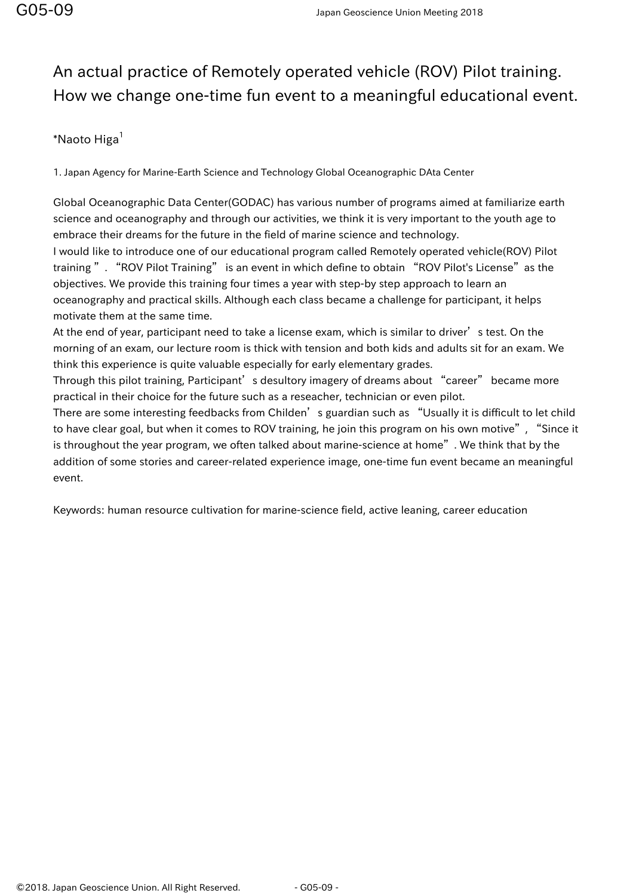# An actual practice of Remotely operated vehicle (ROV) Pilot training. How we change one-time fun event to a meaningful educational event.

*Naoto Higa[1]

1. Japan Agency for Marine-Earth Science and Technology Global Oceanographic DAta Center

Global Oceanographic Data Center(GODAC) has various number of programs aimed at familiarize earth science and oceanography and through our activities, we think it is very important to the youth age to embrace their dreams for the future in the field of marine science and technology.
I would like to introduce one of our educational program called Remotely operated vehicle(ROV) Pilot training ”. “ROV Pilot Training” is an event in which define to obtain “ROV Pilot's License” as the objectives. We provide this training four times a year with step-by step approach to learn an oceanography and practical skills. Although each class became a challenge for participant, it helps motivate them at the same time.
At the end of year, participant need to take a license exam, which is similar to driver’s test. On the morning of an exam, our lecture room is thick with tension and both kids and adults sit for an exam. We think this experience is quite valuable especially for early elementary grades.
Through this pilot training, Participant’s desultory imagery of dreams about “career” became more practical in their choice for the future such as a reseacher, technician or even pilot.
There are some interesting feedbacks from Childen’s guardian such as “Usually it is difficult to let child to have clear goal, but when it comes to ROV training, he join this program on his own motive”, “Since it is throughout the year program, we often talked about marine-science at home”. We think that by the addition of some stories and career-related experience image, one-time fun event became an meaningful event.

Keywords: human resource cultivation for marine-science field, active leaning, career education